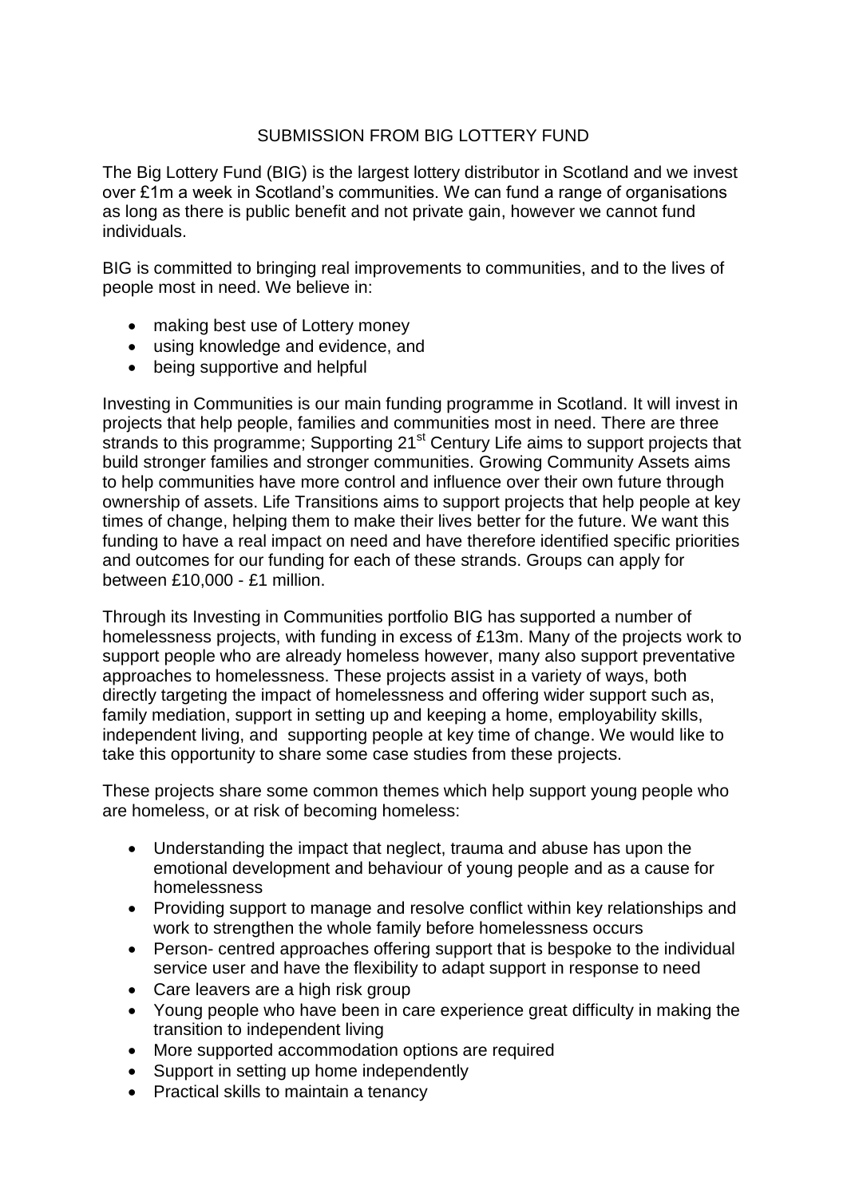# SUBMISSION FROM BIG LOTTERY FUND

The Big Lottery Fund (BIG) is the largest lottery distributor in Scotland and we invest over £1m a week in Scotland's communities. We can fund a range of organisations as long as there is public benefit and not private gain, however we cannot fund individuals.

BIG is committed to bringing real improvements to communities, and to the lives of people most in need. We believe in:

- making best use of Lottery money
- using knowledge and evidence, and
- being supportive and helpful

Investing in Communities is our main funding programme in Scotland. It will invest in projects that help people, families and communities most in need. There are three strands to this programme; Supporting 21st Century Life aims to support projects that build stronger families and stronger communities. Growing Community Assets aims to help communities have more control and influence over their own future through ownership of assets. Life Transitions aims to support projects that help people at key times of change, helping them to make their lives better for the future. We want this funding to have a real impact on need and have therefore identified specific priorities and outcomes for our funding for each of these strands. Groups can apply for between £10,000 - £1 million.

Through its Investing in Communities portfolio BIG has supported a number of homelessness projects, with funding in excess of £13m. Many of the projects work to support people who are already homeless however, many also support preventative approaches to homelessness. These projects assist in a variety of ways, both directly targeting the impact of homelessness and offering wider support such as, family mediation, support in setting up and keeping a home, employability skills, independent living, and supporting people at key time of change. We would like to take this opportunity to share some case studies from these projects.

These projects share some common themes which help support young people who are homeless, or at risk of becoming homeless:

- Understanding the impact that neglect, trauma and abuse has upon the emotional development and behaviour of young people and as a cause for homelessness
- Providing support to manage and resolve conflict within key relationships and work to strengthen the whole family before homelessness occurs
- Person- centred approaches offering support that is bespoke to the individual service user and have the flexibility to adapt support in response to need
- Care leavers are a high risk group
- Young people who have been in care experience great difficulty in making the transition to independent living
- More supported accommodation options are required
- Support in setting up home independently
- Practical skills to maintain a tenancy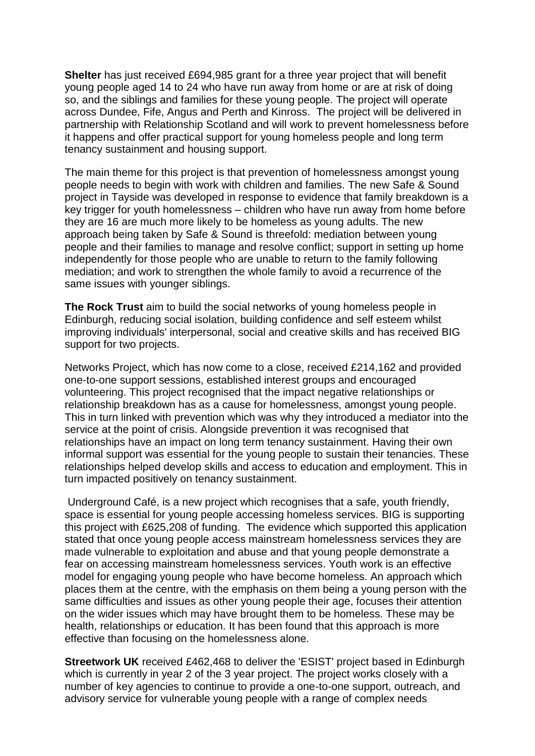**Shelter** has just received £694,985 grant for a three year project that will benefit young people aged 14 to 24 who have run away from home or are at risk of doing so, and the siblings and families for these young people. The project will operate across Dundee, Fife, Angus and Perth and Kinross. The project will be delivered in partnership with Relationship Scotland and will work to prevent homelessness before it happens and offer practical support for young homeless people and long term tenancy sustainment and housing support.

The main theme for this project is that prevention of homelessness amongst young people needs to begin with work with children and families. The new Safe & Sound project in Tayside was developed in response to evidence that family breakdown is a key trigger for youth homelessness – children who have run away from home before they are 16 are much more likely to be homeless as young adults. The new approach being taken by Safe & Sound is threefold: mediation between young people and their families to manage and resolve conflict; support in setting up home independently for those people who are unable to return to the family following mediation; and work to strengthen the whole family to avoid a recurrence of the same issues with younger siblings.

**The Rock Trust** aim to build the social networks of young homeless people in Edinburgh, reducing social isolation, building confidence and self esteem whilst improving individuals' interpersonal, social and creative skills and has received BIG support for two projects.

Networks Project, which has now come to a close, received £214,162 and provided one-to-one support sessions, established interest groups and encouraged volunteering. This project recognised that the impact negative relationships or relationship breakdown has as a cause for homelessness, amongst young people. This in turn linked with prevention which was why they introduced a mediator into the service at the point of crisis. Alongside prevention it was recognised that relationships have an impact on long term tenancy sustainment. Having their own informal support was essential for the young people to sustain their tenancies. These relationships helped develop skills and access to education and employment. This in turn impacted positively on tenancy sustainment.

Underground Café, is a new project which recognises that a safe, youth friendly, space is essential for young people accessing homeless services. BIG is supporting this project with £625,208 of funding. The evidence which supported this application stated that once young people access mainstream homelessness services they are made vulnerable to exploitation and abuse and that young people demonstrate a fear on accessing mainstream homelessness services. Youth work is an effective model for engaging young people who have become homeless. An approach which places them at the centre, with the emphasis on them being a young person with the same difficulties and issues as other young people their age, focuses their attention on the wider issues which may have brought them to be homeless. These may be health, relationships or education. It has been found that this approach is more effective than focusing on the homelessness alone.

**Streetwork UK** received £462,468 to deliver the 'ESIST' project based in Edinburgh which is currently in year 2 of the 3 year project. The project works closely with a number of key agencies to continue to provide a one-to-one support, outreach, and advisory service for vulnerable young people with a range of complex needs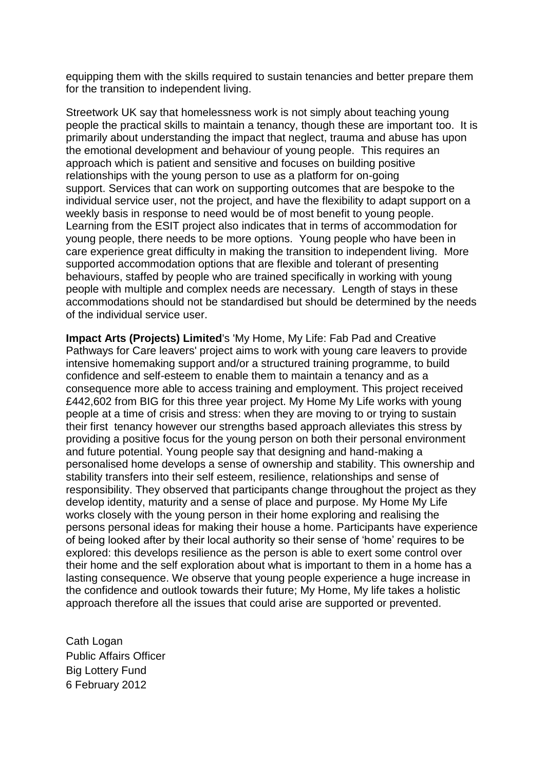equipping them with the skills required to sustain tenancies and better prepare them for the transition to independent living.

Streetwork UK say that homelessness work is not simply about teaching young people the practical skills to maintain a tenancy, though these are important too. It is primarily about understanding the impact that neglect, trauma and abuse has upon the emotional development and behaviour of young people. This requires an approach which is patient and sensitive and focuses on building positive relationships with the young person to use as a platform for on-going support. Services that can work on supporting outcomes that are bespoke to the individual service user, not the project, and have the flexibility to adapt support on a weekly basis in response to need would be of most benefit to young people. Learning from the ESIT project also indicates that in terms of accommodation for young people, there needs to be more options. Young people who have been in care experience great difficulty in making the transition to independent living. More supported accommodation options that are flexible and tolerant of presenting behaviours, staffed by people who are trained specifically in working with young people with multiple and complex needs are necessary. Length of stays in these accommodations should not be standardised but should be determined by the needs of the individual service user.

**Impact Arts (Projects) Limited**'s 'My Home, My Life: Fab Pad and Creative Pathways for Care leavers' project aims to work with young care leavers to provide intensive homemaking support and/or a structured training programme, to build confidence and self-esteem to enable them to maintain a tenancy and as a consequence more able to access training and employment. This project received £442,602 from BIG for this three year project. My Home My Life works with young people at a time of crisis and stress: when they are moving to or trying to sustain their first tenancy however our strengths based approach alleviates this stress by providing a positive focus for the young person on both their personal environment and future potential. Young people say that designing and hand-making a personalised home develops a sense of ownership and stability. This ownership and stability transfers into their self esteem, resilience, relationships and sense of responsibility. They observed that participants change throughout the project as they develop identity, maturity and a sense of place and purpose. My Home My Life works closely with the young person in their home exploring and realising the persons personal ideas for making their house a home. Participants have experience of being looked after by their local authority so their sense of 'home' requires to be explored: this develops resilience as the person is able to exert some control over their home and the self exploration about what is important to them in a home has a lasting consequence. We observe that young people experience a huge increase in the confidence and outlook towards their future; My Home, My life takes a holistic approach therefore all the issues that could arise are supported or prevented.

Cath Logan
Public Affairs Officer
Big Lottery Fund
6 February 2012